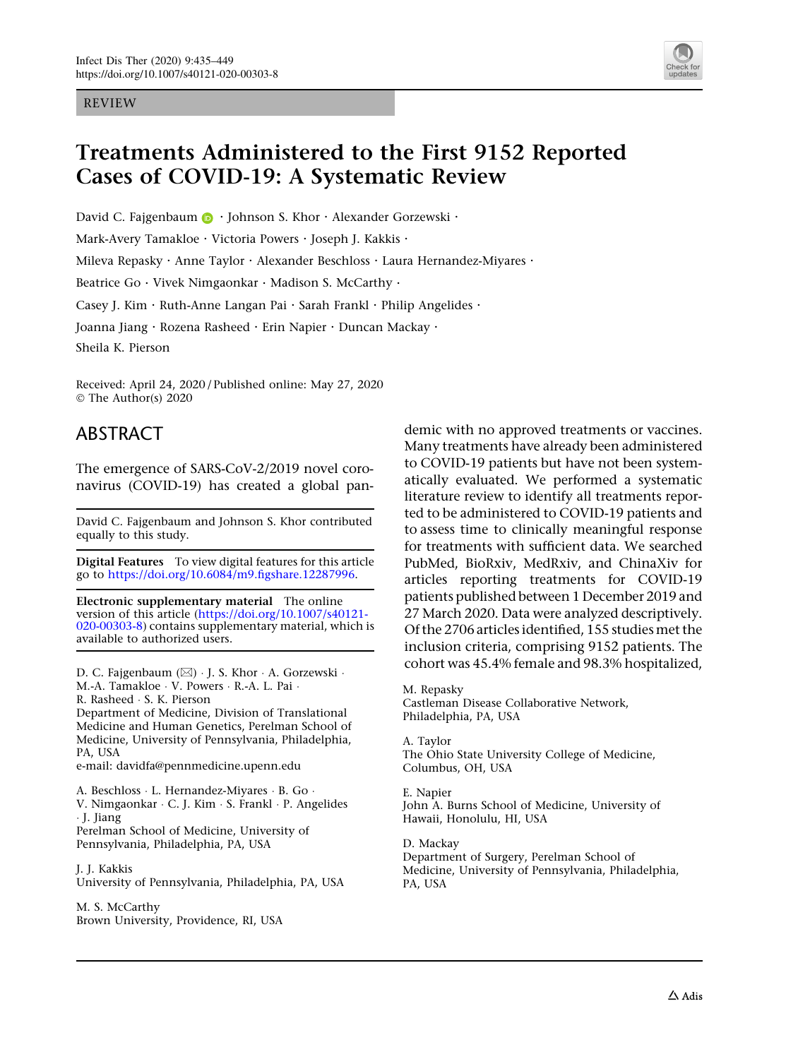REVIEW

# Treatments Administered to the First 9152 Reported Cases of COVID-19: A Systematic Review

David C. Fajgenbaum · Johnson S. Khor · Alexander Gorzewski · Mark-Avery Tamakloe · Victoria Powers · Joseph J. Kakkis · Mileva Repasky · Anne Taylor · Alexander Beschloss · Laura Hernandez-Miyares · Beatrice Go · Vivek Nimgaonkar · Madison S. McCarthy · Casey J. Kim · Ruth-Anne Langan Pai · Sarah Frankl · Philip Angelides · Joanna Jiang · Rozena Rasheed · Erin Napier · Duncan Mackay · Sheila K. Pierson

Received: April 24, 2020 / Published online: May 27, 2020
© The Author(s) 2020

## ABSTRACT

The emergence of SARS-CoV-2/2019 novel coronavirus (COVID-19) has created a global pandemic with no approved treatments or vaccines. Many treatments have already been administered to COVID-19 patients but have not been systematically evaluated. We performed a systematic literature review to identify all treatments reported to be administered to COVID-19 patients and to assess time to clinically meaningful response for treatments with sufficient data. We searched PubMed, BioRxiv, MedRxiv, and ChinaXiv for articles reporting treatments for COVID-19 patients published between 1 December 2019 and 27 March 2020. Data were analyzed descriptively. Of the 2706 articles identified, 155 studies met the inclusion criteria, comprising 9152 patients. The cohort was 45.4% female and 98.3% hospitalized,

David C. Fajgenbaum and Johnson S. Khor contributed equally to this study.

**Digital Features** To view digital features for this article go to https://doi.org/10.6084/m9.figshare.12287996.

**Electronic supplementary material** The online version of this article (https://doi.org/10.1007/s40121-020-00303-8) contains supplementary material, which is available to authorized users.

D. C. Fajgenbaum (✉) · J. S. Khor · A. Gorzewski · M.-A. Tamakloe · V. Powers · R.-A. L. Pai · R. Rasheed · S. K. Pierson
Department of Medicine, Division of Translational Medicine and Human Genetics, Perelman School of Medicine, University of Pennsylvania, Philadelphia, PA, USA
e-mail: davidfa@pennmedicine.upenn.edu

A. Beschloss · L. Hernandez-Miyares · B. Go · V. Nimgaonkar · C. J. Kim · S. Frankl · P. Angelides · J. Jiang
Perelman School of Medicine, University of Pennsylvania, Philadelphia, PA, USA

J. J. Kakkis
University of Pennsylvania, Philadelphia, PA, USA

M. S. McCarthy
Brown University, Providence, RI, USA

M. Repasky
Castleman Disease Collaborative Network, Philadelphia, PA, USA

A. Taylor
The Ohio State University College of Medicine, Columbus, OH, USA

E. Napier
John A. Burns School of Medicine, University of Hawaii, Honolulu, HI, USA

D. Mackay
Department of Surgery, Perelman School of Medicine, University of Pennsylvania, Philadelphia, PA, USA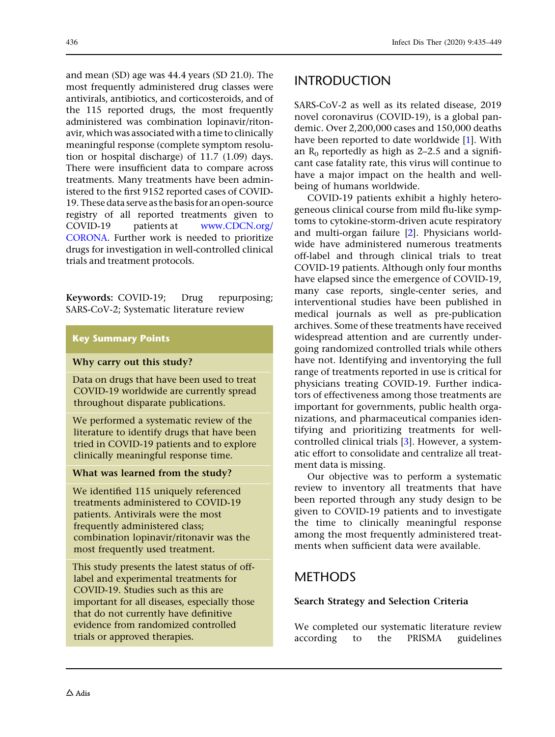and mean (SD) age was 44.4 years (SD 21.0). The most frequently administered drug classes were antivirals, antibiotics, and corticosteroids, and of the 115 reported drugs, the most frequently administered was combination lopinavir/ritonavir, which was associated with a time to clinically meaningful response (complete symptom resolution or hospital discharge) of 11.7 (1.09) days. There were insufficient data to compare across treatments. Many treatments have been administered to the first 9152 reported cases of COVID-19. These data serve as the basis for an open-source registry of all reported treatments given to COVID-19 patients at www.CDCN.org/CORONA. Further work is needed to prioritize drugs for investigation in well-controlled clinical trials and treatment protocols.

**Keywords:** COVID-19; Drug repurposing; SARS-CoV-2; Systematic literature review

**Key Summary Points**

**Why carry out this study?**

Data on drugs that have been used to treat COVID-19 worldwide are currently spread throughout disparate publications.

We performed a systematic review of the literature to identify drugs that have been tried in COVID-19 patients and to explore clinically meaningful response time.

**What was learned from the study?**

We identified 115 uniquely referenced treatments administered to COVID-19 patients. Antivirals were the most frequently administered class; combination lopinavir/ritonavir was the most frequently used treatment.

This study presents the latest status of off-label and experimental treatments for COVID-19. Studies such as this are important for all diseases, especially those that do not currently have definitive evidence from randomized controlled trials or approved therapies.

## INTRODUCTION

SARS-CoV-2 as well as its related disease, 2019 novel coronavirus (COVID-19), is a global pandemic. Over 2,200,000 cases and 150,000 deaths have been reported to date worldwide [1]. With an $R_0$ reportedly as high as 2–2.5 and a significant case fatality rate, this virus will continue to have a major impact on the health and well-being of humans worldwide.

COVID-19 patients exhibit a highly heterogeneous clinical course from mild flu-like symptoms to cytokine-storm-driven acute respiratory and multi-organ failure [2]. Physicians worldwide have administered numerous treatments off-label and through clinical trials to treat COVID-19 patients. Although only four months have elapsed since the emergence of COVID-19, many case reports, single-center series, and interventional studies have been published in medical journals as well as pre-publication archives. Some of these treatments have received widespread attention and are currently undergoing randomized controlled trials while others have not. Identifying and inventorying the full range of treatments reported in use is critical for physicians treating COVID-19. Further indicators of effectiveness among those treatments are important for governments, public health organizations, and pharmaceutical companies identifying and prioritizing treatments for well-controlled clinical trials [3]. However, a systematic effort to consolidate and centralize all treatment data is missing.

Our objective was to perform a systematic review to inventory all treatments that have been reported through any study design to be given to COVID-19 patients and to investigate the time to clinically meaningful response among the most frequently administered treatments when sufficient data were available.

## METHODS

### Search Strategy and Selection Criteria

We completed our systematic literature review according to the PRISMA guidelines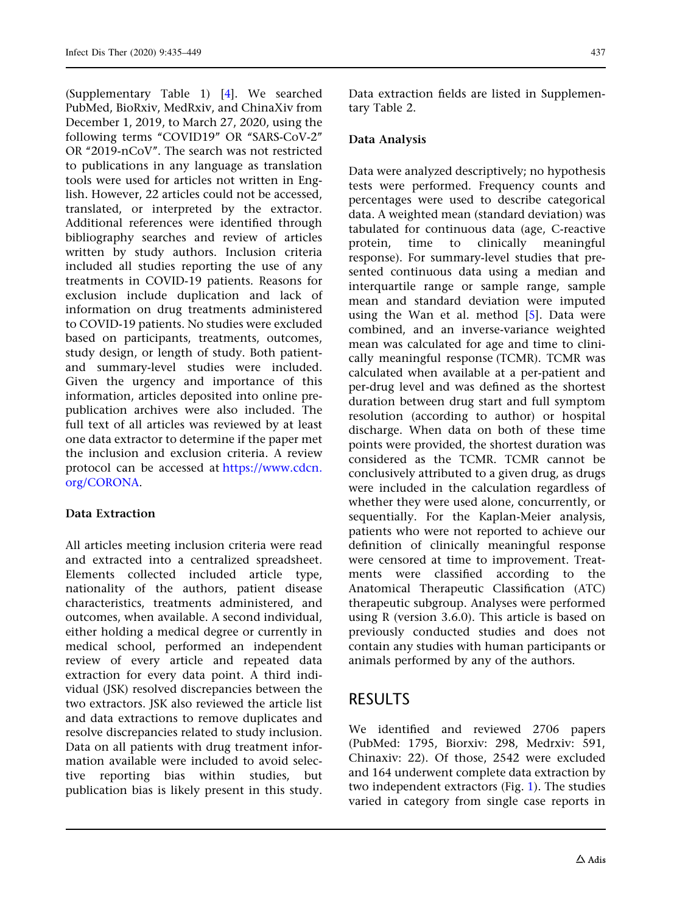(Supplementary Table 1) [4]. We searched PubMed, BioRxiv, MedRxiv, and ChinaXiv from December 1, 2019, to March 27, 2020, using the following terms "COVID19" OR "SARS-CoV-2" OR "2019-nCoV". The search was not restricted to publications in any language as translation tools were used for articles not written in English. However, 22 articles could not be accessed, translated, or interpreted by the extractor. Additional references were identified through bibliography searches and review of articles written by study authors. Inclusion criteria included all studies reporting the use of any treatments in COVID-19 patients. Reasons for exclusion include duplication and lack of information on drug treatments administered to COVID-19 patients. No studies were excluded based on participants, treatments, outcomes, study design, or length of study. Both patient- and summary-level studies were included. Given the urgency and importance of this information, articles deposited into online prepublication archives were also included. The full text of all articles was reviewed by at least one data extractor to determine if the paper met the inclusion and exclusion criteria. A review protocol can be accessed at https://www.cdcn.org/CORONA.

### Data Extraction

All articles meeting inclusion criteria were read and extracted into a centralized spreadsheet. Elements collected included article type, nationality of the authors, patient disease characteristics, treatments administered, and outcomes, when available. A second individual, either holding a medical degree or currently in medical school, performed an independent review of every article and repeated data extraction for every data point. A third individual (JSK) resolved discrepancies between the two extractors. JSK also reviewed the article list and data extractions to remove duplicates and resolve discrepancies related to study inclusion. Data on all patients with drug treatment information available were included to avoid selective reporting bias within studies, but publication bias is likely present in this study. Data extraction fields are listed in Supplementary Table 2.

### Data Analysis

Data were analyzed descriptively; no hypothesis tests were performed. Frequency counts and percentages were used to describe categorical data. A weighted mean (standard deviation) was tabulated for continuous data (age, C-reactive protein, time to clinically meaningful response). For summary-level studies that presented continuous data using a median and interquartile range or sample range, sample mean and standard deviation were imputed using the Wan et al. method [5]. Data were combined, and an inverse-variance weighted mean was calculated for age and time to clinically meaningful response (TCMR). TCMR was calculated when available at a per-patient and per-drug level and was defined as the shortest duration between drug start and full symptom resolution (according to author) or hospital discharge. When data on both of these time points were provided, the shortest duration was considered as the TCMR. TCMR cannot be conclusively attributed to a given drug, as drugs were included in the calculation regardless of whether they were used alone, concurrently, or sequentially. For the Kaplan-Meier analysis, patients who were not reported to achieve our definition of clinically meaningful response were censored at time to improvement. Treatments were classified according to the Anatomical Therapeutic Classification (ATC) therapeutic subgroup. Analyses were performed using R (version 3.6.0). This article is based on previously conducted studies and does not contain any studies with human participants or animals performed by any of the authors.

## RESULTS

We identified and reviewed 2706 papers (PubMed: 1795, Biorxiv: 298, Medrxiv: 591, Chinaxiv: 22). Of those, 2542 were excluded and 164 underwent complete data extraction by two independent extractors (Fig. 1). The studies varied in category from single case reports in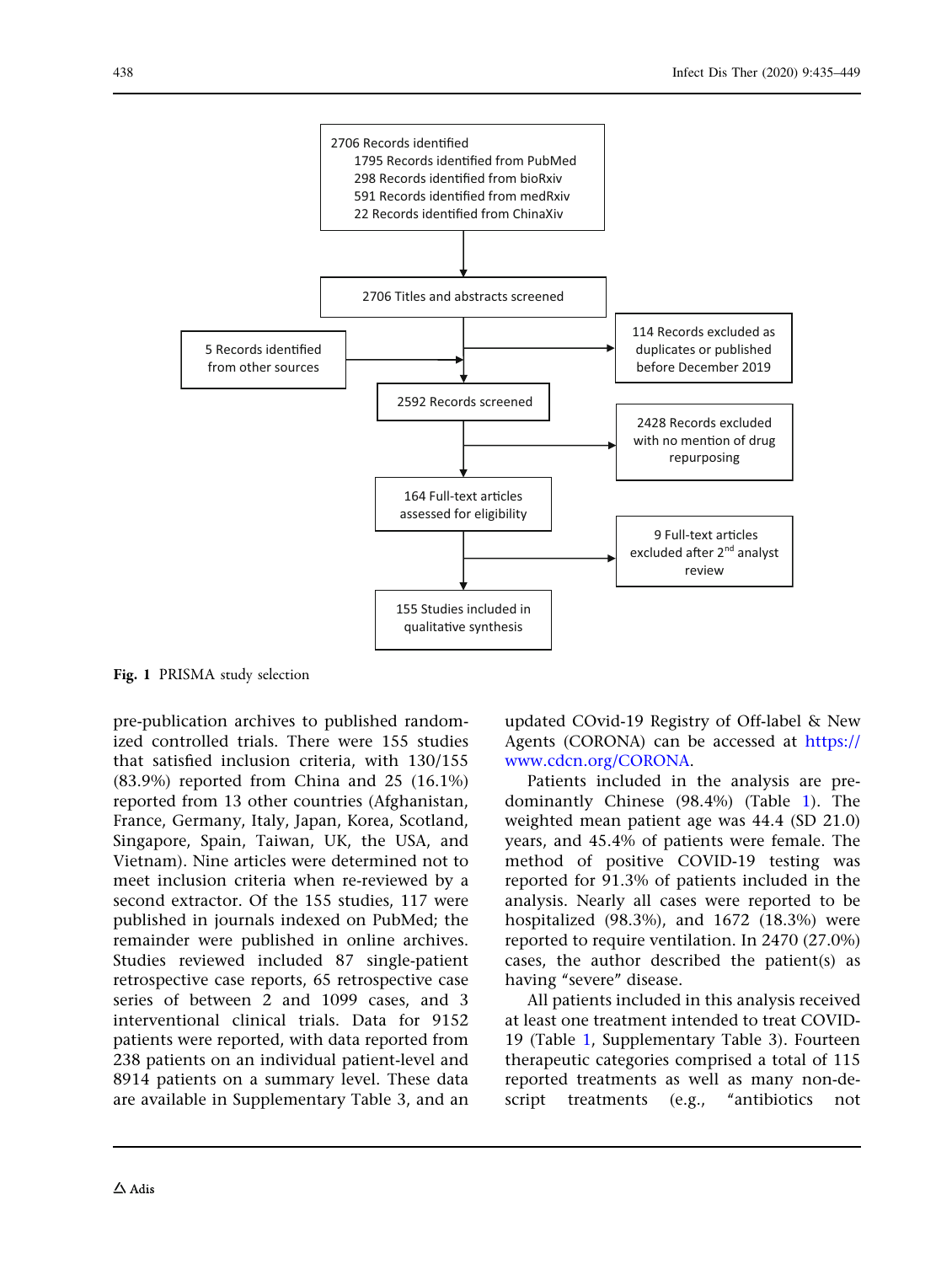2706 Records identified
- 1795 Records identified from PubMed
- 298 Records identified from bioRxiv
- 591 Records identified from medRxiv
- 22 Records identified from ChinaXiv

2706 Titles and abstracts screened

5 Records identified from other sources

114 Records excluded as duplicates or published before December 2019

2592 Records screened

2428 Records excluded with no mention of drug repurposing

164 Full-text articles assessed for eligibility

9 Full-text articles excluded after 2nd analyst review

155 Studies included in qualitative synthesis

**Fig. 1** PRISMA study selection

pre-publication archives to published randomized controlled trials. There were 155 studies that satisfied inclusion criteria, with 130/155 (83.9%) reported from China and 25 (16.1%) reported from 13 other countries (Afghanistan, France, Germany, Italy, Japan, Korea, Scotland, Singapore, Spain, Taiwan, UK, the USA, and Vietnam). Nine articles were determined not to meet inclusion criteria when re-reviewed by a second extractor. Of the 155 studies, 117 were published in journals indexed on PubMed; the remainder were published in online archives. Studies reviewed included 87 single-patient retrospective case reports, 65 retrospective case series of between 2 and 1099 cases, and 3 interventional clinical trials. Data for 9152 patients were reported, with data reported from 238 patients on an individual patient-level and 8914 patients on a summary level. These data are available in Supplementary Table 3, and an updated COvid-19 Registry of Off-label & New Agents (CORONA) can be accessed at https://www.cdcn.org/CORONA.

Patients included in the analysis are predominantly Chinese (98.4%) (Table 1). The weighted mean patient age was 44.4 (SD 21.0) years, and 45.4% of patients were female. The method of positive COVID-19 testing was reported for 91.3% of patients included in the analysis. Nearly all cases were reported to be hospitalized (98.3%), and 1672 (18.3%) were reported to require ventilation. In 2470 (27.0%) cases, the author described the patient(s) as having "severe" disease.

All patients included in this analysis received at least one treatment intended to treat COVID-19 (Table 1, Supplementary Table 3). Fourteen therapeutic categories comprised a total of 115 reported treatments as well as many non-descript treatments (e.g., "antibiotics not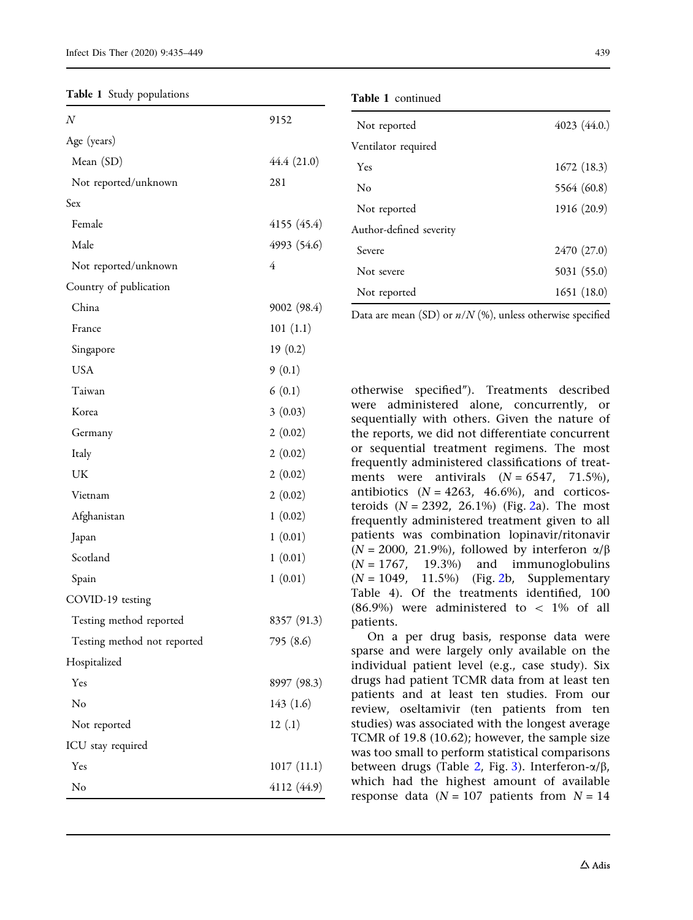**Table 1** Study populations

| | |
|---|---|
| *N* | 9152 |
| Age (years) | |
| Mean (SD) | 44.4 (21.0) |
| Not reported/unknown | 281 |
| Sex | |
| Female | 4155 (45.4) |
| Male | 4993 (54.6) |
| Not reported/unknown | 4 |
| Country of publication | |
| China | 9002 (98.4) |
| France | 101 (1.1) |
| Singapore | 19 (0.2) |
| USA | 9 (0.1) |
| Taiwan | 6 (0.1) |
| Korea | 3 (0.03) |
| Germany | 2 (0.02) |
| Italy | 2 (0.02) |
| UK | 2 (0.02) |
| Vietnam | 2 (0.02) |
| Afghanistan | 1 (0.02) |
| Japan | 1 (0.01) |
| Scotland | 1 (0.01) |
| Spain | 1 (0.01) |
| COVID-19 testing | |
| Testing method reported | 8357 (91.3) |
| Testing method not reported | 795 (8.6) |
| Hospitalized | |
| Yes | 8997 (98.3) |
| No | 143 (1.6) |
| Not reported | 12 (.1) |
| ICU stay required | |
| Yes | 1017 (11.1) |
| No | 4112 (44.9) |
| Not reported | 4023 (44.0.) |
| Ventilator required | |
| Yes | 1672 (18.3) |
| No | 5564 (60.8) |
| Not reported | 1916 (20.9) |
| Author-defined severity | |
| Severe | 2470 (27.0) |
| Not severe | 5031 (55.0) |
| Not reported | 1651 (18.0) |

Data are mean (SD) or *n*/*N* (%), unless otherwise specified

otherwise specified"). Treatments described were administered alone, concurrently, or sequentially with others. Given the nature of the reports, we did not differentiate concurrent or sequential treatment regimens. The most frequently administered classifications of treatments were antivirals ($N = 6547$, 71.5%), antibiotics ($N = 4263$, 46.6%), and corticosteroids ($N = 2392$, 26.1%) (Fig. 2a). The most frequently administered treatment given to all patients was combination lopinavir/ritonavir ($N = 2000$, 21.9%), followed by interferon α/β ($N = 1767$, 19.3%) and immunoglobulins ($N = 1049$, 11.5%) (Fig. 2b, Supplementary Table 4). Of the treatments identified, 100 (86.9%) were administered to < 1% of all patients.

On a per drug basis, response data were sparse and were largely only available on the individual patient level (e.g., case study). Six drugs had patient TCMR data from at least ten patients and at least ten studies. From our review, oseltamivir (ten patients from ten studies) was associated with the longest average TCMR of 19.8 (10.62); however, the sample size was too small to perform statistical comparisons between drugs (Table 2, Fig. 3). Interferon-α/β, which had the highest amount of available response data ($N = 107$ patients from $N = 14$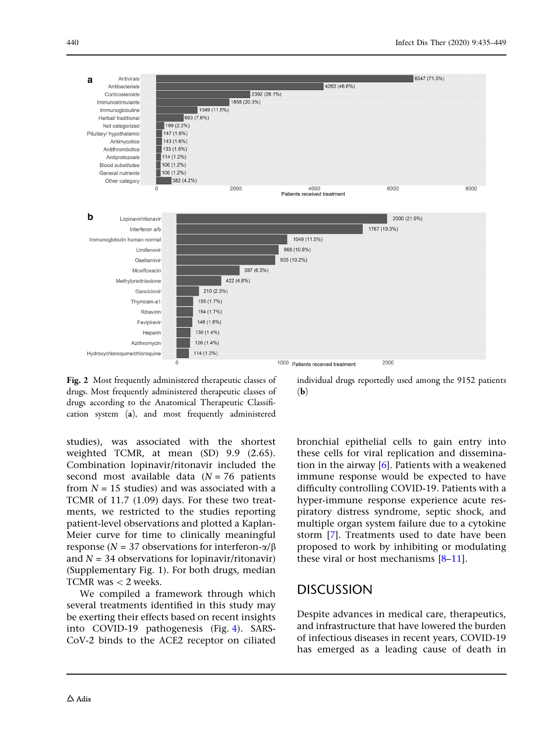Fig. 2 Most frequently administered therapeutic classes of drugs. Most frequently administered therapeutic classes of drugs according to the Anatomical Therapeutic Classification system (**a**), and most frequently administered individual drugs reportedly used among the 9152 patients (**b**)

studies), was associated with the shortest weighted TCMR, at mean (SD) 9.9 (2.65). Combination lopinavir/ritonavir included the second most available data ($N$ = 76 patients from $N$ = 15 studies) and was associated with a TCMR of 11.7 (1.09) days. For these two treatments, we restricted to the studies reporting patient-level observations and plotted a Kaplan-Meier curve for time to clinically meaningful response ($N$ = 37 observations for interferon-$\alpha/\beta$ and $N$ = 34 observations for lopinavir/ritonavir) (Supplementary Fig. 1). For both drugs, median TCMR was < 2 weeks.

We compiled a framework through which several treatments identified in this study may be exerting their effects based on recent insights into COVID-19 pathogenesis (Fig. 4). SARS-CoV-2 binds to the ACE2 receptor on ciliated bronchial epithelial cells to gain entry into these cells for viral replication and dissemination in the airway [6]. Patients with a weakened immune response would be expected to have difficulty controlling COVID-19. Patients with a hyper-immune response experience acute respiratory distress syndrome, septic shock, and multiple organ system failure due to a cytokine storm [7]. Treatments used to date have been proposed to work by inhibiting or modulating these viral or host mechanisms [8–11].

## DISCUSSION

Despite advances in medical care, therapeutics, and infrastructure that have lowered the burden of infectious diseases in recent years, COVID-19 has emerged as a leading cause of death in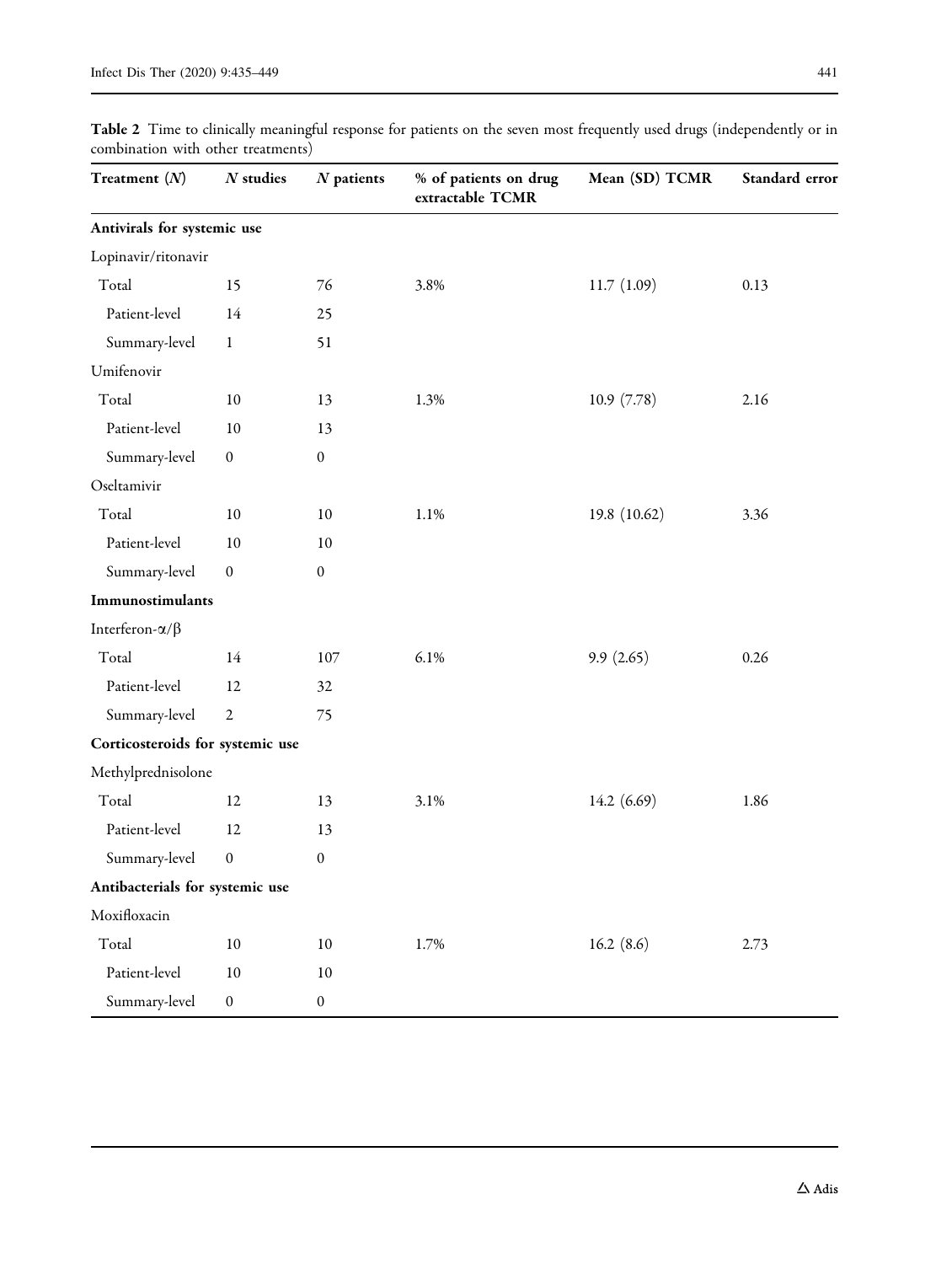**Table 2** Time to clinically meaningful response for patients on the seven most frequently used drugs (independently or in combination with other treatments)

| Treatment (*N*) | *N* studies | *N* patients | % of patients on drug extractable TCMR | Mean (SD) TCMR | Standard error |
|---|---|---|---|---|---|
| **Antivirals for systemic use** | | | | | |
| Lopinavir/ritonavir | | | | | |
| Total | 15 | 76 | 3.8% | 11.7 (1.09) | 0.13 |
| Patient-level | 14 | 25 | | | |
| Summary-level | 1 | 51 | | | |
| Umifenovir | | | | | |
| Total | 10 | 13 | 1.3% | 10.9 (7.78) | 2.16 |
| Patient-level | 10 | 13 | | | |
| Summary-level | 0 | 0 | | | |
| Oseltamivir | | | | | |
| Total | 10 | 10 | 1.1% | 19.8 (10.62) | 3.36 |
| Patient-level | 10 | 10 | | | |
| Summary-level | 0 | 0 | | | |
| **Immunostimulants** | | | | | |
| Interferon-$\alpha/\beta$ | | | | | |
| Total | 14 | 107 | 6.1% | 9.9 (2.65) | 0.26 |
| Patient-level | 12 | 32 | | | |
| Summary-level | 2 | 75 | | | |
| **Corticosteroids for systemic use** | | | | | |
| Methylprednisolone | | | | | |
| Total | 12 | 13 | 3.1% | 14.2 (6.69) | 1.86 |
| Patient-level | 12 | 13 | | | |
| Summary-level | 0 | 0 | | | |
| **Antibacterials for systemic use** | | | | | |
| Moxifloxacin | | | | | |
| Total | 10 | 10 | 1.7% | 16.2 (8.6) | 2.73 |
| Patient-level | 10 | 10 | | | |
| Summary-level | 0 | 0 | | | |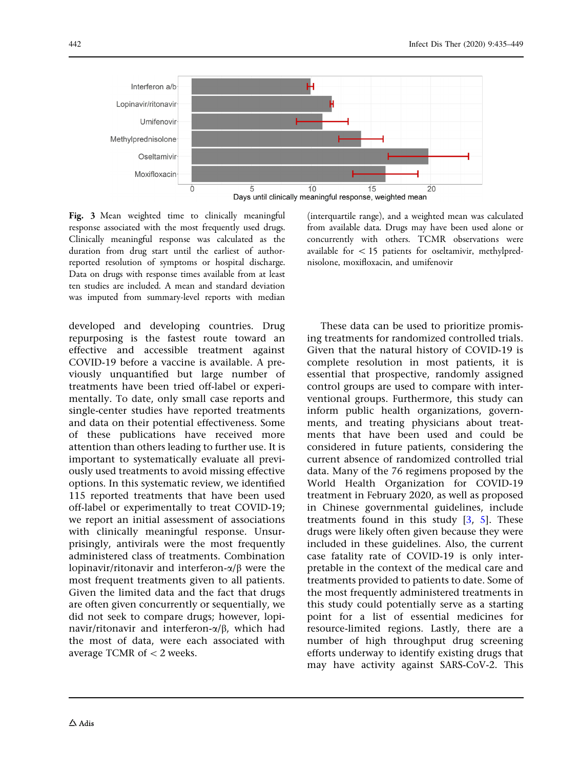**Fig. 3** Mean weighted time to clinically meaningful response associated with the most frequently used drugs. Clinically meaningful response was calculated as the duration from drug start until the earliest of author-reported resolution of symptoms or hospital discharge. Data on drugs with response times available from at least ten studies are included. A mean and standard deviation was imputed from summary-level reports with median (interquartile range), and a weighted mean was calculated from available data. Drugs may have been used alone or concurrently with others. TCMR observations were available for < 15 patients for oseltamivir, methylprednisolone, moxifloxacin, and umifenovir

developed and developing countries. Drug repurposing is the fastest route toward an effective and accessible treatment against COVID-19 before a vaccine is available. A previously unquantified but large number of treatments have been tried off-label or experimentally. To date, only small case reports and single-center studies have reported treatments and data on their potential effectiveness. Some of these publications have received more attention than others leading to further use. It is important to systematically evaluate all previously used treatments to avoid missing effective options. In this systematic review, we identified 115 reported treatments that have been used off-label or experimentally to treat COVID-19; we report an initial assessment of associations with clinically meaningful response. Unsurprisingly, antivirals were the most frequently administered class of treatments. Combination lopinavir/ritonavir and interferon-α/β were the most frequent treatments given to all patients. Given the limited data and the fact that drugs are often given concurrently or sequentially, we did not seek to compare drugs; however, lopinavir/ritonavir and interferon-α/β, which had the most of data, were each associated with average TCMR of < 2 weeks.

These data can be used to prioritize promising treatments for randomized controlled trials. Given that the natural history of COVID-19 is complete resolution in most patients, it is essential that prospective, randomly assigned control groups are used to compare with interventional groups. Furthermore, this study can inform public health organizations, governments, and treating physicians about treatments that have been used and could be considered in future patients, considering the current absence of randomized controlled trial data. Many of the 76 regimens proposed by the World Health Organization for COVID-19 treatment in February 2020, as well as proposed in Chinese governmental guidelines, include treatments found in this study [3, 5]. These drugs were likely often given because they were included in these guidelines. Also, the current case fatality rate of COVID-19 is only interpretable in the context of the medical care and treatments provided to patients to date. Some of the most frequently administered treatments in this study could potentially serve as a starting point for a list of essential medicines for resource-limited regions. Lastly, there are a number of high throughput drug screening efforts underway to identify existing drugs that may have activity against SARS-CoV-2. This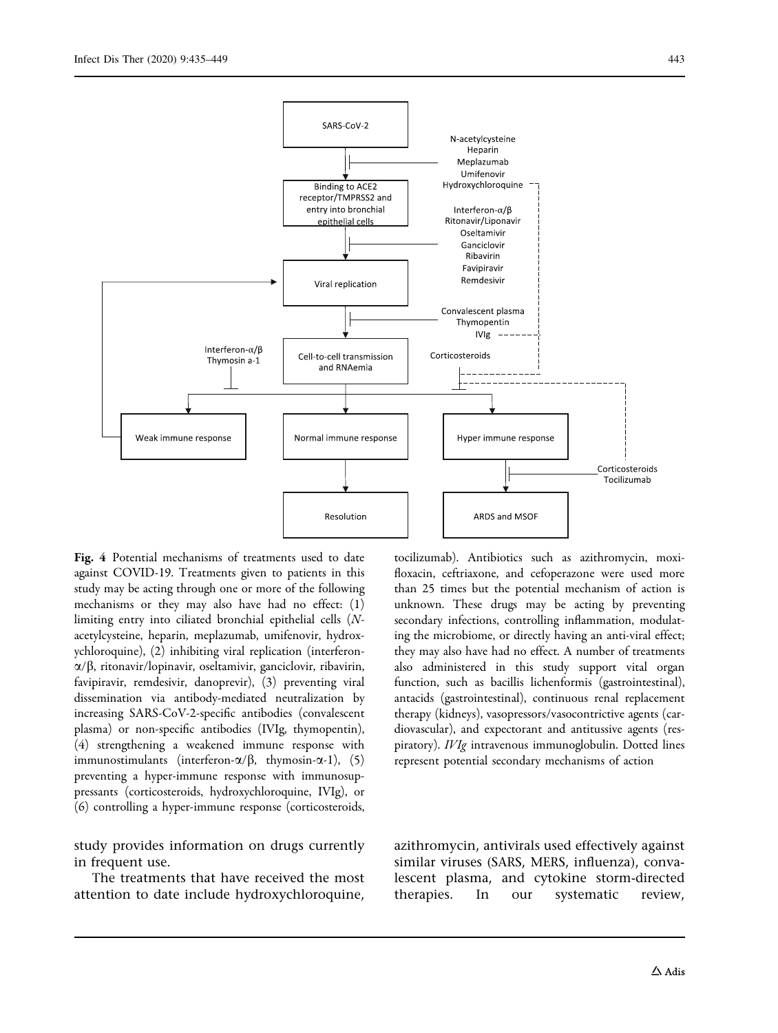**Fig. 4** Potential mechanisms of treatments used to date against COVID-19. Treatments given to patients in this study may be acting through one or more of the following mechanisms or they may also have had no effect: (1) limiting entry into ciliated bronchial epithelial cells (*N*-acetylcysteine, heparin, meplazumab, umifenovir, hydroxychloroquine), (2) inhibiting viral replication (interferon-α/β, ritonavir/lopinavir, oseltamivir, ganciclovir, ribavirin, favipiravir, remdesivir, danoprevir), (3) preventing viral dissemination via antibody-mediated neutralization by increasing SARS-CoV-2-specific antibodies (convalescent plasma) or non-specific antibodies (IVIg, thymopentin), (4) strengthening a weakened immune response with immunostimulants (interferon-α/β, thymosin-α-1), (5) preventing a hyper-immune response with immunosuppressants (corticosteroids, hydroxychloroquine, IVIg), or (6) controlling a hyper-immune response (corticosteroids, tocilizumab). Antibiotics such as azithromycin, moxifloxacin, ceftriaxone, and cefoperazone were used more than 25 times but the potential mechanism of action is unknown. These drugs may be acting by preventing secondary infections, controlling inflammation, modulating the microbiome, or directly having an anti-viral effect; they may also have had no effect. A number of treatments also administered in this study support vital organ function, such as bacillis lichenformis (gastrointestinal), antacids (gastrointestinal), continuous renal replacement therapy (kidneys), vasopressors/vasocontrictive agents (cardiovascular), and expectorant and antitussive agents (respiratory). *IVIg* intravenous immunoglobulin. Dotted lines represent potential secondary mechanisms of action

study provides information on drugs currently in frequent use.

The treatments that have received the most attention to date include hydroxychloroquine, azithromycin, antivirals used effectively against similar viruses (SARS, MERS, influenza), convalescent plasma, and cytokine storm-directed therapies. In our systematic review,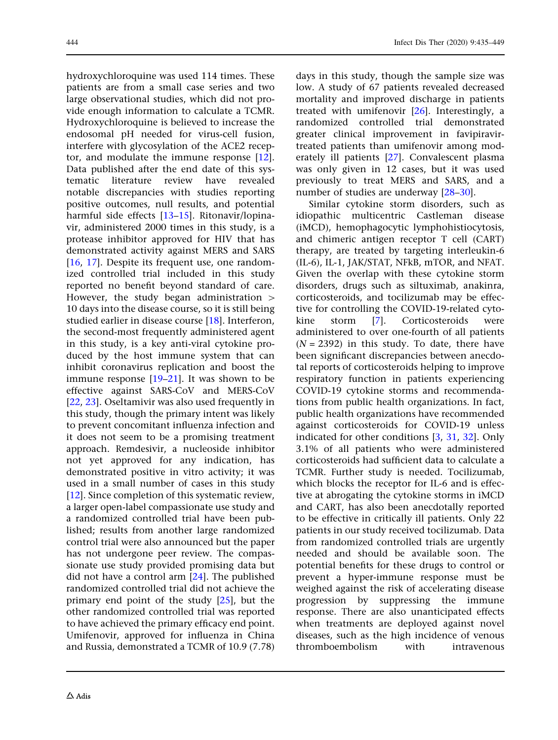hydroxychloroquine was used 114 times. These patients are from a small case series and two large observational studies, which did not provide enough information to calculate a TCMR. Hydroxychloroquine is believed to increase the endosomal pH needed for virus-cell fusion, interfere with glycosylation of the ACE2 receptor, and modulate the immune response [12]. Data published after the end date of this systematic literature review have revealed notable discrepancies with studies reporting positive outcomes, null results, and potential harmful side effects [13–15]. Ritonavir/lopinavir, administered 2000 times in this study, is a protease inhibitor approved for HIV that has demonstrated activity against MERS and SARS [16, 17]. Despite its frequent use, one randomized controlled trial included in this study reported no benefit beyond standard of care. However, the study began administration > 10 days into the disease course, so it is still being studied earlier in disease course [18]. Interferon, the second-most frequently administered agent in this study, is a key anti-viral cytokine produced by the host immune system that can inhibit coronavirus replication and boost the immune response [19–21]. It was shown to be effective against SARS-CoV and MERS-CoV [22, 23]. Oseltamivir was also used frequently in this study, though the primary intent was likely to prevent concomitant influenza infection and it does not seem to be a promising treatment approach. Remdesivir, a nucleoside inhibitor not yet approved for any indication, has demonstrated positive in vitro activity; it was used in a small number of cases in this study [12]. Since completion of this systematic review, a larger open-label compassionate use study and a randomized controlled trial have been published; results from another large randomized control trial were also announced but the paper has not undergone peer review. The compassionate use study provided promising data but did not have a control arm [24]. The published randomized controlled trial did not achieve the primary end point of the study [25], but the other randomized controlled trial was reported to have achieved the primary efficacy end point. Umifenovir, approved for influenza in China and Russia, demonstrated a TCMR of 10.9 (7.78) days in this study, though the sample size was low. A study of 67 patients revealed decreased mortality and improved discharge in patients treated with umifenovir [26]. Interestingly, a randomized controlled trial demonstrated greater clinical improvement in favipiravir-treated patients than umifenovir among moderately ill patients [27]. Convalescent plasma was only given in 12 cases, but it was used previously to treat MERS and SARS, and a number of studies are underway [28–30].

Similar cytokine storm disorders, such as idiopathic multicentric Castleman disease (iMCD), hemophagocytic lymphohistiocytosis, and chimeric antigen receptor T cell (CART) therapy, are treated by targeting interleukin-6 (IL-6), IL-1, JAK/STAT, NFkB, mTOR, and NFAT. Given the overlap with these cytokine storm disorders, drugs such as siltuximab, anakinra, corticosteroids, and tocilizumab may be effective for controlling the COVID-19-related cytokine storm [7]. Corticosteroids were administered to over one-fourth of all patients ($N = 2392$) in this study. To date, there have been significant discrepancies between anecdotal reports of corticosteroids helping to improve respiratory function in patients experiencing COVID-19 cytokine storms and recommendations from public health organizations. In fact, public health organizations have recommended against corticosteroids for COVID-19 unless indicated for other conditions [3, 31, 32]. Only 3.1% of all patients who were administered corticosteroids had sufficient data to calculate a TCMR. Further study is needed. Tocilizumab, which blocks the receptor for IL-6 and is effective at abrogating the cytokine storms in iMCD and CART, has also been anecdotally reported to be effective in critically ill patients. Only 22 patients in our study received tocilizumab. Data from randomized controlled trials are urgently needed and should be available soon. The potential benefits for these drugs to control or prevent a hyper-immune response must be weighed against the risk of accelerating disease progression by suppressing the immune response. There are also unanticipated effects when treatments are deployed against novel diseases, such as the high incidence of venous thromboembolism with intravenous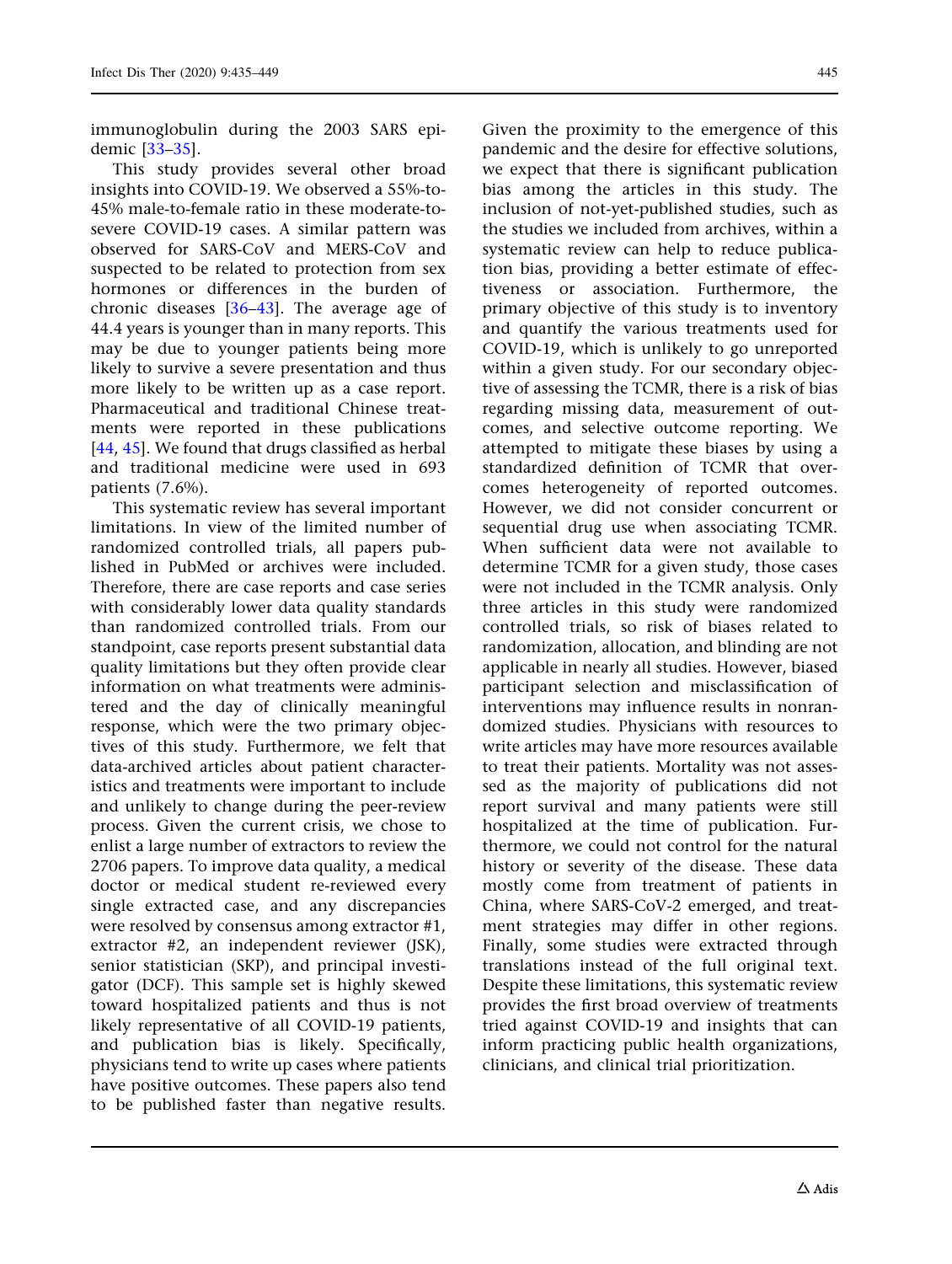immunoglobulin during the 2003 SARS epidemic [33–35].

This study provides several other broad insights into COVID-19. We observed a 55%-to-45% male-to-female ratio in these moderate-to-severe COVID-19 cases. A similar pattern was observed for SARS-CoV and MERS-CoV and suspected to be related to protection from sex hormones or differences in the burden of chronic diseases [36–43]. The average age of 44.4 years is younger than in many reports. This may be due to younger patients being more likely to survive a severe presentation and thus more likely to be written up as a case report. Pharmaceutical and traditional Chinese treatments were reported in these publications [44, 45]. We found that drugs classified as herbal and traditional medicine were used in 693 patients (7.6%).

This systematic review has several important limitations. In view of the limited number of randomized controlled trials, all papers published in PubMed or archives were included. Therefore, there are case reports and case series with considerably lower data quality standards than randomized controlled trials. From our standpoint, case reports present substantial data quality limitations but they often provide clear information on what treatments were administered and the day of clinically meaningful response, which were the two primary objectives of this study. Furthermore, we felt that data-archived articles about patient characteristics and treatments were important to include and unlikely to change during the peer-review process. Given the current crisis, we chose to enlist a large number of extractors to review the 2706 papers. To improve data quality, a medical doctor or medical student re-reviewed every single extracted case, and any discrepancies were resolved by consensus among extractor #1, extractor #2, an independent reviewer (JSK), senior statistician (SKP), and principal investigator (DCF). This sample set is highly skewed toward hospitalized patients and thus is not likely representative of all COVID-19 patients, and publication bias is likely. Specifically, physicians tend to write up cases where patients have positive outcomes. These papers also tend to be published faster than negative results. Given the proximity to the emergence of this pandemic and the desire for effective solutions, we expect that there is significant publication bias among the articles in this study. The inclusion of not-yet-published studies, such as the studies we included from archives, within a systematic review can help to reduce publication bias, providing a better estimate of effectiveness or association. Furthermore, the primary objective of this study is to inventory and quantify the various treatments used for COVID-19, which is unlikely to go unreported within a given study. For our secondary objective of assessing the TCMR, there is a risk of bias regarding missing data, measurement of outcomes, and selective outcome reporting. We attempted to mitigate these biases by using a standardized definition of TCMR that overcomes heterogeneity of reported outcomes. However, we did not consider concurrent or sequential drug use when associating TCMR. When sufficient data were not available to determine TCMR for a given study, those cases were not included in the TCMR analysis. Only three articles in this study were randomized controlled trials, so risk of biases related to randomization, allocation, and blinding are not applicable in nearly all studies. However, biased participant selection and misclassification of interventions may influence results in nonrandomized studies. Physicians with resources to write articles may have more resources available to treat their patients. Mortality was not assessed as the majority of publications did not report survival and many patients were still hospitalized at the time of publication. Furthermore, we could not control for the natural history or severity of the disease. These data mostly come from treatment of patients in China, where SARS-CoV-2 emerged, and treatment strategies may differ in other regions. Finally, some studies were extracted through translations instead of the full original text. Despite these limitations, this systematic review provides the first broad overview of treatments tried against COVID-19 and insights that can inform practicing public health organizations, clinicians, and clinical trial prioritization.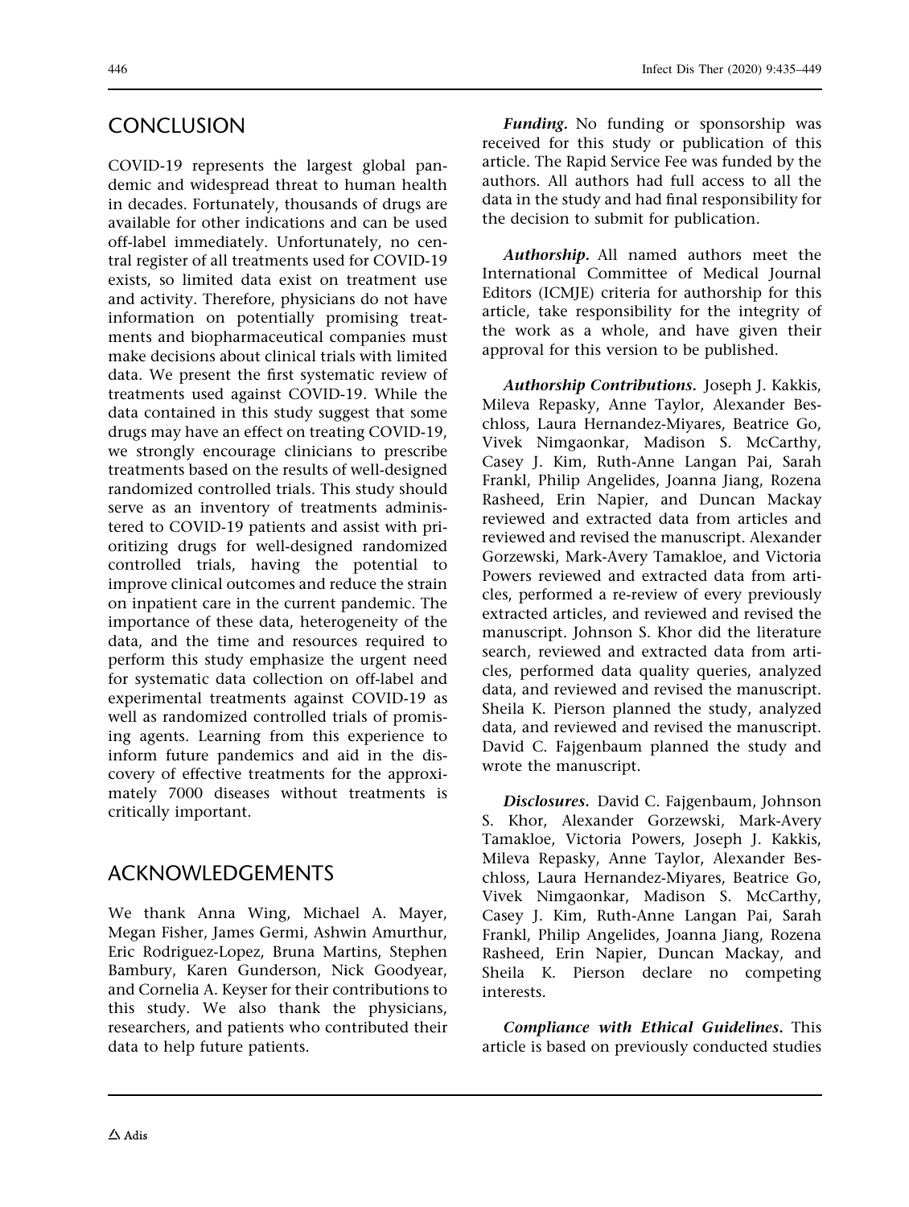## CONCLUSION

COVID-19 represents the largest global pandemic and widespread threat to human health in decades. Fortunately, thousands of drugs are available for other indications and can be used off-label immediately. Unfortunately, no central register of all treatments used for COVID-19 exists, so limited data exist on treatment use and activity. Therefore, physicians do not have information on potentially promising treatments and biopharmaceutical companies must make decisions about clinical trials with limited data. We present the first systematic review of treatments used against COVID-19. While the data contained in this study suggest that some drugs may have an effect on treating COVID-19, we strongly encourage clinicians to prescribe treatments based on the results of well-designed randomized controlled trials. This study should serve as an inventory of treatments administered to COVID-19 patients and assist with prioritizing drugs for well-designed randomized controlled trials, having the potential to improve clinical outcomes and reduce the strain on inpatient care in the current pandemic. The importance of these data, heterogeneity of the data, and the time and resources required to perform this study emphasize the urgent need for systematic data collection on off-label and experimental treatments against COVID-19 as well as randomized controlled trials of promising agents. Learning from this experience to inform future pandemics and aid in the discovery of effective treatments for the approximately 7000 diseases without treatments is critically important.

## ACKNOWLEDGEMENTS

We thank Anna Wing, Michael A. Mayer, Megan Fisher, James Germi, Ashwin Amurthur, Eric Rodriguez-Lopez, Bruna Martins, Stephen Bambury, Karen Gunderson, Nick Goodyear, and Cornelia A. Keyser for their contributions to this study. We also thank the physicians, researchers, and patients who contributed their data to help future patients.

***Funding.*** No funding or sponsorship was received for this study or publication of this article. The Rapid Service Fee was funded by the authors. All authors had full access to all the data in the study and had final responsibility for the decision to submit for publication.

***Authorship.*** All named authors meet the International Committee of Medical Journal Editors (ICMJE) criteria for authorship for this article, take responsibility for the integrity of the work as a whole, and have given their approval for this version to be published.

***Authorship Contributions.*** Joseph J. Kakkis, Mileva Repasky, Anne Taylor, Alexander Beschloss, Laura Hernandez-Miyares, Beatrice Go, Vivek Nimgaonkar, Madison S. McCarthy, Casey J. Kim, Ruth-Anne Langan Pai, Sarah Frankl, Philip Angelides, Joanna Jiang, Rozena Rasheed, Erin Napier, and Duncan Mackay reviewed and extracted data from articles and reviewed and revised the manuscript. Alexander Gorzewski, Mark-Avery Tamakloe, and Victoria Powers reviewed and extracted data from articles, performed a re-review of every previously extracted articles, and reviewed and revised the manuscript. Johnson S. Khor did the literature search, reviewed and extracted data from articles, performed data quality queries, analyzed data, and reviewed and revised the manuscript. Sheila K. Pierson planned the study, analyzed data, and reviewed and revised the manuscript. David C. Fajgenbaum planned the study and wrote the manuscript.

***Disclosures.*** David C. Fajgenbaum, Johnson S. Khor, Alexander Gorzewski, Mark-Avery Tamakloe, Victoria Powers, Joseph J. Kakkis, Mileva Repasky, Anne Taylor, Alexander Beschloss, Laura Hernandez-Miyares, Beatrice Go, Vivek Nimgaonkar, Madison S. McCarthy, Casey J. Kim, Ruth-Anne Langan Pai, Sarah Frankl, Philip Angelides, Joanna Jiang, Rozena Rasheed, Erin Napier, Duncan Mackay, and Sheila K. Pierson declare no competing interests.

***Compliance with Ethical Guidelines.*** This article is based on previously conducted studies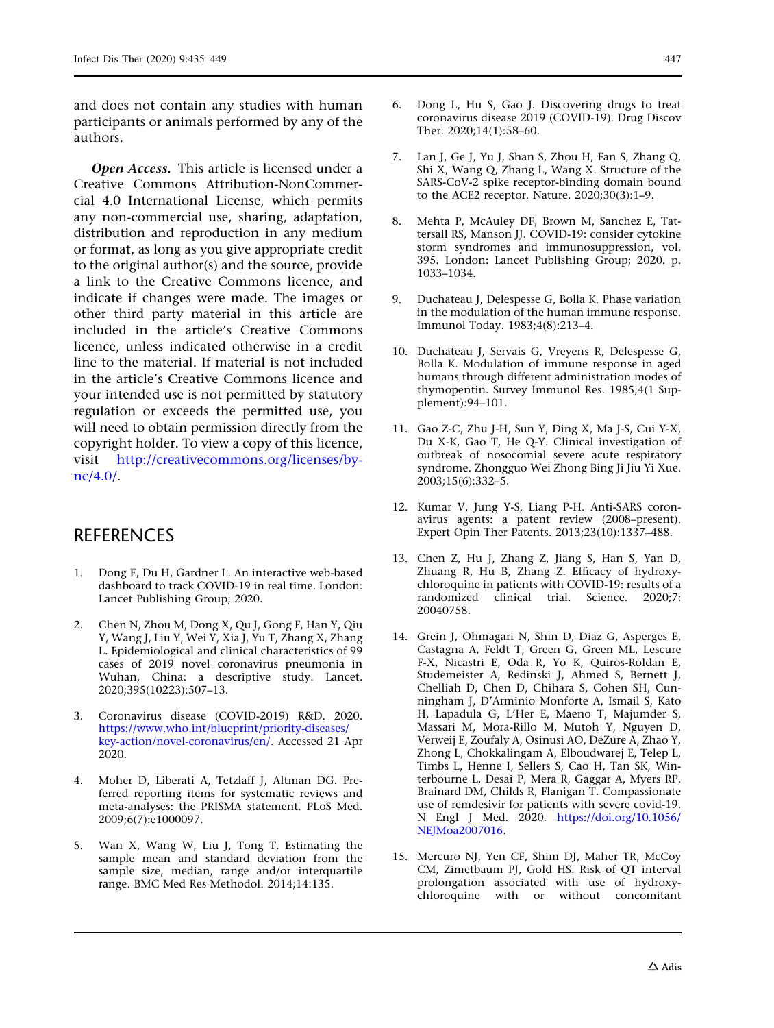and does not contain any studies with human participants or animals performed by any of the authors.

***Open Access.*** This article is licensed under a Creative Commons Attribution-NonCommercial 4.0 International License, which permits any non-commercial use, sharing, adaptation, distribution and reproduction in any medium or format, as long as you give appropriate credit to the original author(s) and the source, provide a link to the Creative Commons licence, and indicate if changes were made. The images or other third party material in this article are included in the article's Creative Commons licence, unless indicated otherwise in a credit line to the material. If material is not included in the article's Creative Commons licence and your intended use is not permitted by statutory regulation or exceeds the permitted use, you will need to obtain permission directly from the copyright holder. To view a copy of this licence, visit http://creativecommons.org/licenses/by-nc/4.0/.

## REFERENCES

1. Dong E, Du H, Gardner L. An interactive web-based dashboard to track COVID-19 in real time. London: Lancet Publishing Group; 2020.
2. Chen N, Zhou M, Dong X, Qu J, Gong F, Han Y, Qiu Y, Wang J, Liu Y, Wei Y, Xia J, Yu T, Zhang X, Zhang L. Epidemiological and clinical characteristics of 99 cases of 2019 novel coronavirus pneumonia in Wuhan, China: a descriptive study. Lancet. 2020;395(10223):507–13.
3. Coronavirus disease (COVID-2019) R&D. 2020. https://www.who.int/blueprint/priority-diseases/key-action/novel-coronavirus/en/. Accessed 21 Apr 2020.
4. Moher D, Liberati A, Tetzlaff J, Altman DG. Preferred reporting items for systematic reviews and meta-analyses: the PRISMA statement. PLoS Med. 2009;6(7):e1000097.
5. Wan X, Wang W, Liu J, Tong T. Estimating the sample mean and standard deviation from the sample size, median, range and/or interquartile range. BMC Med Res Methodol. 2014;14:135.
6. Dong L, Hu S, Gao J. Discovering drugs to treat coronavirus disease 2019 (COVID-19). Drug Discov Ther. 2020;14(1):58–60.
7. Lan J, Ge J, Yu J, Shan S, Zhou H, Fan S, Zhang Q, Shi X, Wang Q, Zhang L, Wang X. Structure of the SARS-CoV-2 spike receptor-binding domain bound to the ACE2 receptor. Nature. 2020;30(3):1–9.
8. Mehta P, McAuley DF, Brown M, Sanchez E, Tattersall RS, Manson JJ. COVID-19: consider cytokine storm syndromes and immunosuppression, vol. 395. London: Lancet Publishing Group; 2020. p. 1033–1034.
9. Duchateau J, Delespesse G, Bolla K. Phase variation in the modulation of the human immune response. Immunol Today. 1983;4(8):213–4.
10. Duchateau J, Servais G, Vreyens R, Delespesse G, Bolla K. Modulation of immune response in aged humans through different administration modes of thymopentin. Survey Immunol Res. 1985;4(1 Supplement):94–101.
11. Gao Z-C, Zhu J-H, Sun Y, Ding X, Ma J-S, Cui Y-X, Du X-K, Gao T, He Q-Y. Clinical investigation of outbreak of nosocomial severe acute respiratory syndrome. Zhongguo Wei Zhong Bing Ji Jiu Yi Xue. 2003;15(6):332–5.
12. Kumar V, Jung Y-S, Liang P-H. Anti-SARS coronavirus agents: a patent review (2008–present). Expert Opin Ther Patents. 2013;23(10):1337–488.
13. Chen Z, Hu J, Zhang Z, Jiang S, Han S, Yan D, Zhuang R, Hu B, Zhang Z. Efficacy of hydroxychloroquine in patients with COVID-19: results of a randomized clinical trial. Science. 2020;7: 20040758.
14. Grein J, Ohmagari N, Shin D, Diaz G, Asperges E, Castagna A, Feldt T, Green G, Green ML, Lescure F-X, Nicastri E, Oda R, Yo K, Quiros-Roldan E, Studemeister A, Redinski J, Ahmed S, Bernett J, Chelliah D, Chen D, Chihara S, Cohen SH, Cunningham J, D'Arminio Monforte A, Ismail S, Kato H, Lapadula G, L'Her E, Maeno T, Majumder S, Massari M, Mora-Rillo M, Mutoh Y, Nguyen D, Verweij E, Zoufaly A, Osinusi AO, DeZure A, Zhao Y, Zhong L, Chokkalingam A, Elboudwarej E, Telep L, Timbs L, Henne I, Sellers S, Cao H, Tan SK, Winterbourne L, Desai P, Mera R, Gaggar A, Myers RP, Brainard DM, Childs R, Flanigan T. Compassionate use of remdesivir for patients with severe covid-19. N Engl J Med. 2020. https://doi.org/10.1056/NEJMoa2007016.
15. Mercuro NJ, Yen CF, Shim DJ, Maher TR, McCoy CM, Zimetbaum PJ, Gold HS. Risk of QT interval prolongation associated with use of hydroxychloroquine with or without concomitant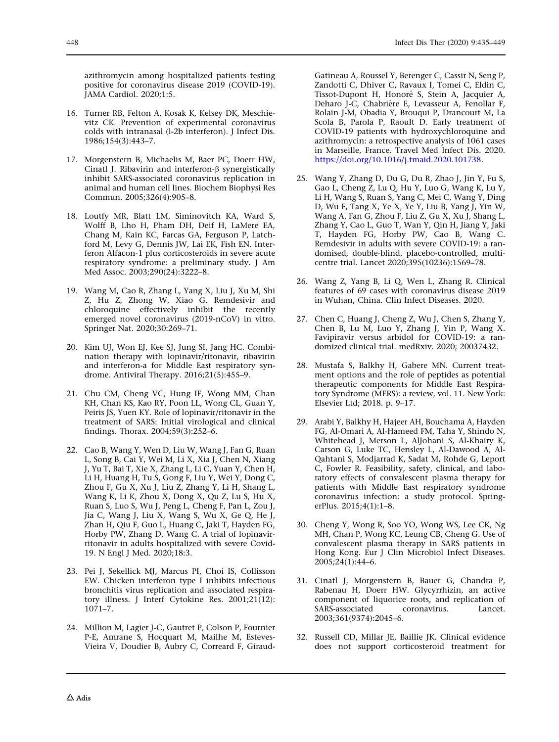azithromycin among hospitalized patients testing positive for coronavirus disease 2019 (COVID-19). JAMA Cardiol. 2020;1:5.

16. Turner RB, Felton A, Kosak K, Kelsey DK, Meschievitz CK. Prevention of experimental coronavirus colds with intranasal (l-2b interferon). J Infect Dis. 1986;154(3):443–7.

17. Morgenstern B, Michaelis M, Baer PC, Doerr HW, Cinatl J. Ribavirin and interferon-β synergistically inhibit SARS-associated coronavirus replication in animal and human cell lines. Biochem Biophysi Res Commun. 2005;326(4):905–8.

18. Loutfy MR, Blatt LM, Siminovitch KA, Ward S, Wolff B, Lho H, Pham DH, Deif H, LaMere EA, Chang M, Kain KC, Farcas GA, Ferguson P, Latchford M, Levy G, Dennis JW, Lai EK, Fish EN. Interferon Alfacon-1 plus corticosteroids in severe acute respiratory syndrome: a preliminary study. J Am Med Assoc. 2003;290(24):3222–8.

19. Wang M, Cao R, Zhang L, Yang X, Liu J, Xu M, Shi Z, Hu Z, Zhong W, Xiao G. Remdesivir and chloroquine effectively inhibit the recently emerged novel coronavirus (2019-nCoV) in vitro. Springer Nat. 2020;30:269–71.

20. Kim UJ, Won EJ, Kee SJ, Jung SI, Jang HC. Combination therapy with lopinavir/ritonavir, ribavirin and interferon-a for Middle East respiratory syndrome. Antiviral Therapy. 2016;21(5):455–9.

21. Chu CM, Cheng VC, Hung IF, Wong MM, Chan KH, Chan KS, Kao RY, Poon LL, Wong CL, Guan Y, Peiris JS, Yuen KY. Role of lopinavir/ritonavir in the treatment of SARS: Initial virological and clinical findings. Thorax. 2004;59(3):252–6.

22. Cao B, Wang Y, Wen D, Liu W, Wang J, Fan G, Ruan L, Song B, Cai Y, Wei M, Li X, Xia J, Chen N, Xiang J, Yu T, Bai T, Xie X, Zhang L, Li C, Yuan Y, Chen H, Li H, Huang H, Tu S, Gong F, Liu Y, Wei Y, Dong C, Zhou F, Gu X, Xu J, Liu Z, Zhang Y, Li H, Shang L, Wang K, Li K, Zhou X, Dong X, Qu Z, Lu S, Hu X, Ruan S, Luo S, Wu J, Peng L, Cheng F, Pan L, Zou J, Jia C, Wang J, Liu X, Wang S, Wu X, Ge Q, He J, Zhan H, Qiu F, Guo L, Huang C, Jaki T, Hayden FG, Horby PW, Zhang D, Wang C. A trial of lopinavir-ritonavir in adults hospitalized with severe Covid-19. N Engl J Med. 2020;18:3.

23. Pei J, Sekellick MJ, Marcus PI, Choi IS, Collisson EW. Chicken interferon type I inhibits infectious bronchitis virus replication and associated respiratory illness. J Interf Cytokine Res. 2001;21(12):1071–7.

24. Million M, Lagier J-C, Gautret P, Colson P, Fournier P-E, Amrane S, Hocquart M, Mailhe M, Esteves-Vieira V, Doudier B, Aubry C, Correard F, Giraud-Gatineau A, Roussel Y, Berenger C, Cassir N, Seng P, Zandotti C, Dhiver C, Ravaux I, Tomei C, Eldin C, Tissot-Dupont H, Honoré S, Stein A, Jacquier A, Deharo J-C, Chabrière E, Levasseur A, Fenollar F, Rolain J-M, Obadia Y, Brouqui P, Drancourt M, La Scola B, Parola P, Raoult D. Early treatment of COVID-19 patients with hydroxychloroquine and azithromycin: a retrospective analysis of 1061 cases in Marseille, France. Travel Med Infect Dis. 2020. https://doi.org/10.1016/j.tmaid.2020.101738.

25. Wang Y, Zhang D, Du G, Du R, Zhao J, Jin Y, Fu S, Gao L, Cheng Z, Lu Q, Hu Y, Luo G, Wang K, Lu Y, Li H, Wang S, Ruan S, Yang C, Mei C, Wang Y, Ding D, Wu F, Tang X, Ye X, Ye Y, Liu B, Yang J, Yin W, Wang A, Fan G, Zhou F, Liu Z, Gu X, Xu J, Shang L, Zhang Y, Cao L, Guo T, Wan Y, Qin H, Jiang Y, Jaki T, Hayden FG, Horby PW, Cao B, Wang C. Remdesivir in adults with severe COVID-19: a randomised, double-blind, placebo-controlled, multicentre trial. Lancet 2020;395(10236):1569–78.

26. Wang Z, Yang B, Li Q, Wen L, Zhang R. Clinical features of 69 cases with coronavirus disease 2019 in Wuhan, China. Clin Infect Diseases. 2020.

27. Chen C, Huang J, Cheng Z, Wu J, Chen S, Zhang Y, Chen B, Lu M, Luo Y, Zhang J, Yin P, Wang X. Favipiravir versus arbidol for COVID-19: a randomized clinical trial. medRxiv. 2020; 20037432.

28. Mustafa S, Balkhy H, Gabere MN. Current treatment options and the role of peptides as potential therapeutic components for Middle East Respiratory Syndrome (MERS): a review, vol. 11. New York: Elsevier Ltd; 2018. p. 9–17.

29. Arabi Y, Balkhy H, Hajeer AH, Bouchama A, Hayden FG, Al-Omari A, Al-Hameed FM, Taha Y, Shindo N, Whitehead J, Merson L, AlJohani S, Al-Khairy K, Carson G, Luke TC, Hensley L, Al-Dawood A, Al-Qahtani S, Modjarrad K, Sadat M, Rohde G, Leport C, Fowler R. Feasibility, safety, clinical, and laboratory effects of convalescent plasma therapy for patients with Middle East respiratory syndrome coronavirus infection: a study protocol. SpringerPlus. 2015;4(1):1–8.

30. Cheng Y, Wong R, Soo YO, Wong WS, Lee CK, Ng MH, Chan P, Wong KC, Leung CB, Cheng G. Use of convalescent plasma therapy in SARS patients in Hong Kong. Eur J Clin Microbiol Infect Diseases. 2005;24(1):44–6.

31. Cinatl J, Morgenstern B, Bauer G, Chandra P, Rabenau H, Doerr HW. Glycyrrhizin, an active component of liquorice roots, and replication of SARS-associated coronavirus. Lancet. 2003;361(9374):2045–6.

32. Russell CD, Millar JE, Baillie JK. Clinical evidence does not support corticosteroid treatment for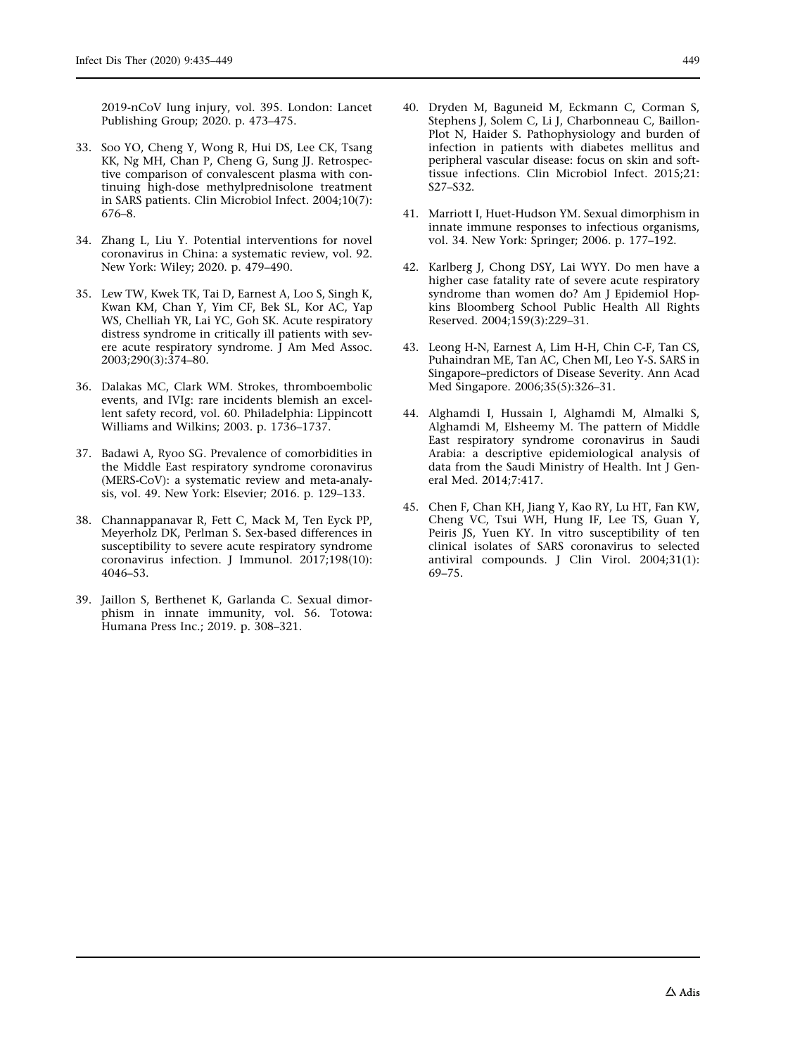2019-nCoV lung injury, vol. 395. London: Lancet Publishing Group; 2020. p. 473–475.

33. Soo YO, Cheng Y, Wong R, Hui DS, Lee CK, Tsang KK, Ng MH, Chan P, Cheng G, Sung JJ. Retrospective comparison of convalescent plasma with continuing high-dose methylprednisolone treatment in SARS patients. Clin Microbiol Infect. 2004;10(7): 676–8.

34. Zhang L, Liu Y. Potential interventions for novel coronavirus in China: a systematic review, vol. 92. New York: Wiley; 2020. p. 479–490.

35. Lew TW, Kwek TK, Tai D, Earnest A, Loo S, Singh K, Kwan KM, Chan Y, Yim CF, Bek SL, Kor AC, Yap WS, Chelliah YR, Lai YC, Goh SK. Acute respiratory distress syndrome in critically ill patients with severe acute respiratory syndrome. J Am Med Assoc. 2003;290(3):374–80.

36. Dalakas MC, Clark WM. Strokes, thromboembolic events, and IVIg: rare incidents blemish an excellent safety record, vol. 60. Philadelphia: Lippincott Williams and Wilkins; 2003. p. 1736–1737.

37. Badawi A, Ryoo SG. Prevalence of comorbidities in the Middle East respiratory syndrome coronavirus (MERS-CoV): a systematic review and meta-analysis, vol. 49. New York: Elsevier; 2016. p. 129–133.

38. Channappanavar R, Fett C, Mack M, Ten Eyck PP, Meyerholz DK, Perlman S. Sex-based differences in susceptibility to severe acute respiratory syndrome coronavirus infection. J Immunol. 2017;198(10): 4046–53.

39. Jaillon S, Berthenet K, Garlanda C. Sexual dimorphism in innate immunity, vol. 56. Totowa: Humana Press Inc.; 2019. p. 308–321.

40. Dryden M, Baguneid M, Eckmann C, Corman S, Stephens J, Solem C, Li J, Charbonneau C, Baillon-Plot N, Haider S. Pathophysiology and burden of infection in patients with diabetes mellitus and peripheral vascular disease: focus on skin and soft-tissue infections. Clin Microbiol Infect. 2015;21: S27–S32.

41. Marriott I, Huet-Hudson YM. Sexual dimorphism in innate immune responses to infectious organisms, vol. 34. New York: Springer; 2006. p. 177–192.

42. Karlberg J, Chong DSY, Lai WYY. Do men have a higher case fatality rate of severe acute respiratory syndrome than women do? Am J Epidemiol Hopkins Bloomberg School Public Health All Rights Reserved. 2004;159(3):229–31.

43. Leong H-N, Earnest A, Lim H-H, Chin C-F, Tan CS, Puhaindran ME, Tan AC, Chen MI, Leo Y-S. SARS in Singapore–predictors of Disease Severity. Ann Acad Med Singapore. 2006;35(5):326–31.

44. Alghamdi I, Hussain I, Alghamdi M, Almalki S, Alghamdi M, Elsheemy M. The pattern of Middle East respiratory syndrome coronavirus in Saudi Arabia: a descriptive epidemiological analysis of data from the Saudi Ministry of Health. Int J General Med. 2014;7:417.

45. Chen F, Chan KH, Jiang Y, Kao RY, Lu HT, Fan KW, Cheng VC, Tsui WH, Hung IF, Lee TS, Guan Y, Peiris JS, Yuen KY. In vitro susceptibility of ten clinical isolates of SARS coronavirus to selected antiviral compounds. J Clin Virol. 2004;31(1): 69–75.